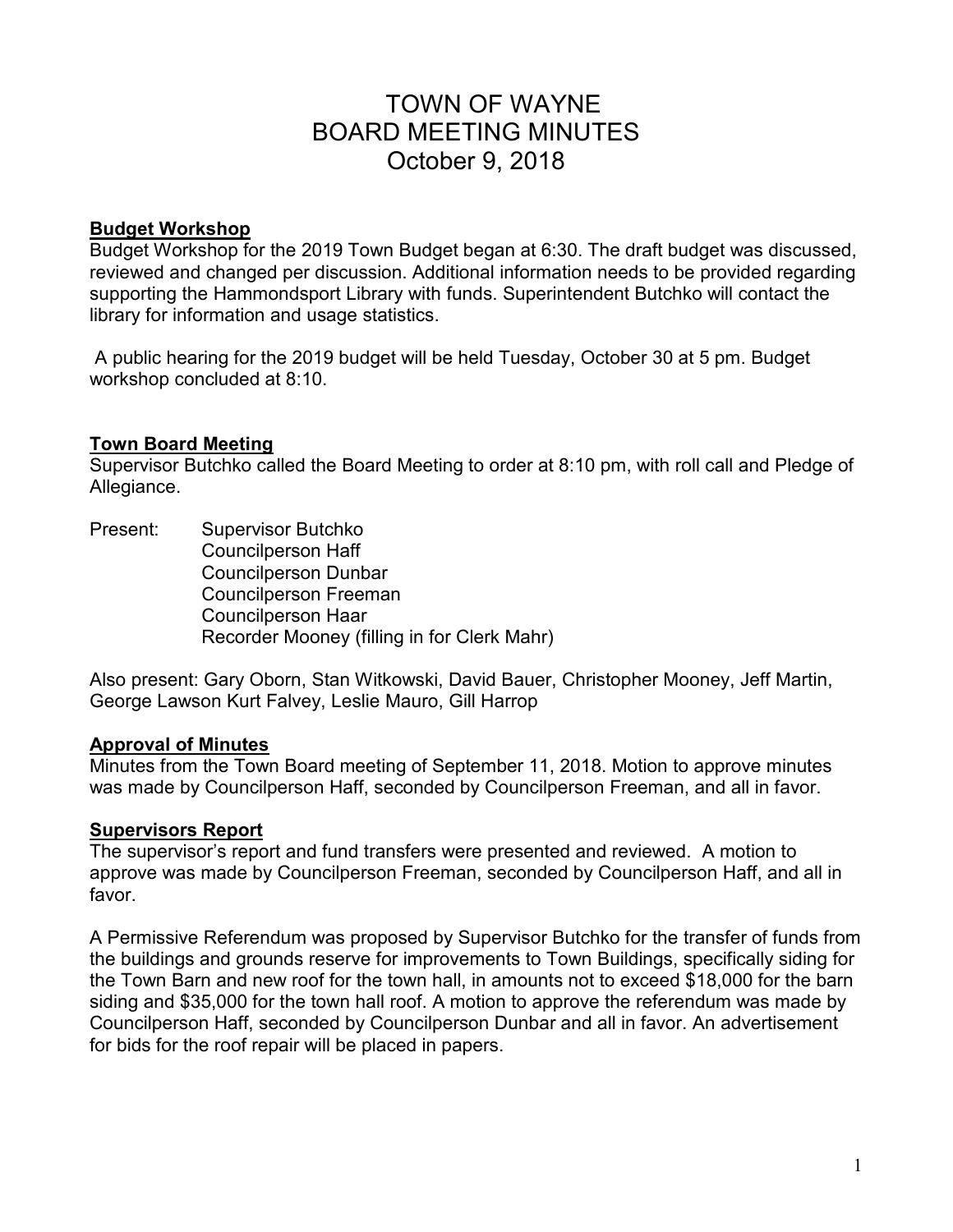# TOWN OF WAYNE
# BOARD MEETING MINUTES
# October 9, 2018

## Budget Workshop

Budget Workshop for the 2019 Town Budget began at 6:30. The draft budget was discussed, reviewed and changed per discussion. Additional information needs to be provided regarding supporting the Hammondsport Library with funds. Superintendent Butchko will contact the library for information and usage statistics.

A public hearing for the 2019 budget will be held Tuesday, October 30 at 5 pm. Budget workshop concluded at 8:10.

## Town Board Meeting

Supervisor Butchko called the Board Meeting to order at 8:10 pm, with roll call and Pledge of Allegiance.

Present: Supervisor Butchko
Councilperson Haff
Councilperson Dunbar
Councilperson Freeman
Councilperson Haar
Recorder Mooney (filling in for Clerk Mahr)

Also present: Gary Oborn, Stan Witkowski, David Bauer, Christopher Mooney, Jeff Martin, George Lawson Kurt Falvey, Leslie Mauro, Gill Harrop

## Approval of Minutes

Minutes from the Town Board meeting of September 11, 2018. Motion to approve minutes was made by Councilperson Haff, seconded by Councilperson Freeman, and all in favor.

## Supervisors Report

The supervisor's report and fund transfers were presented and reviewed. A motion to approve was made by Councilperson Freeman, seconded by Councilperson Haff, and all in favor.

A Permissive Referendum was proposed by Supervisor Butchko for the transfer of funds from the buildings and grounds reserve for improvements to Town Buildings, specifically siding for the Town Barn and new roof for the town hall, in amounts not to exceed $18,000 for the barn siding and $35,000 for the town hall roof. A motion to approve the referendum was made by Councilperson Haff, seconded by Councilperson Dunbar and all in favor. An advertisement for bids for the roof repair will be placed in papers.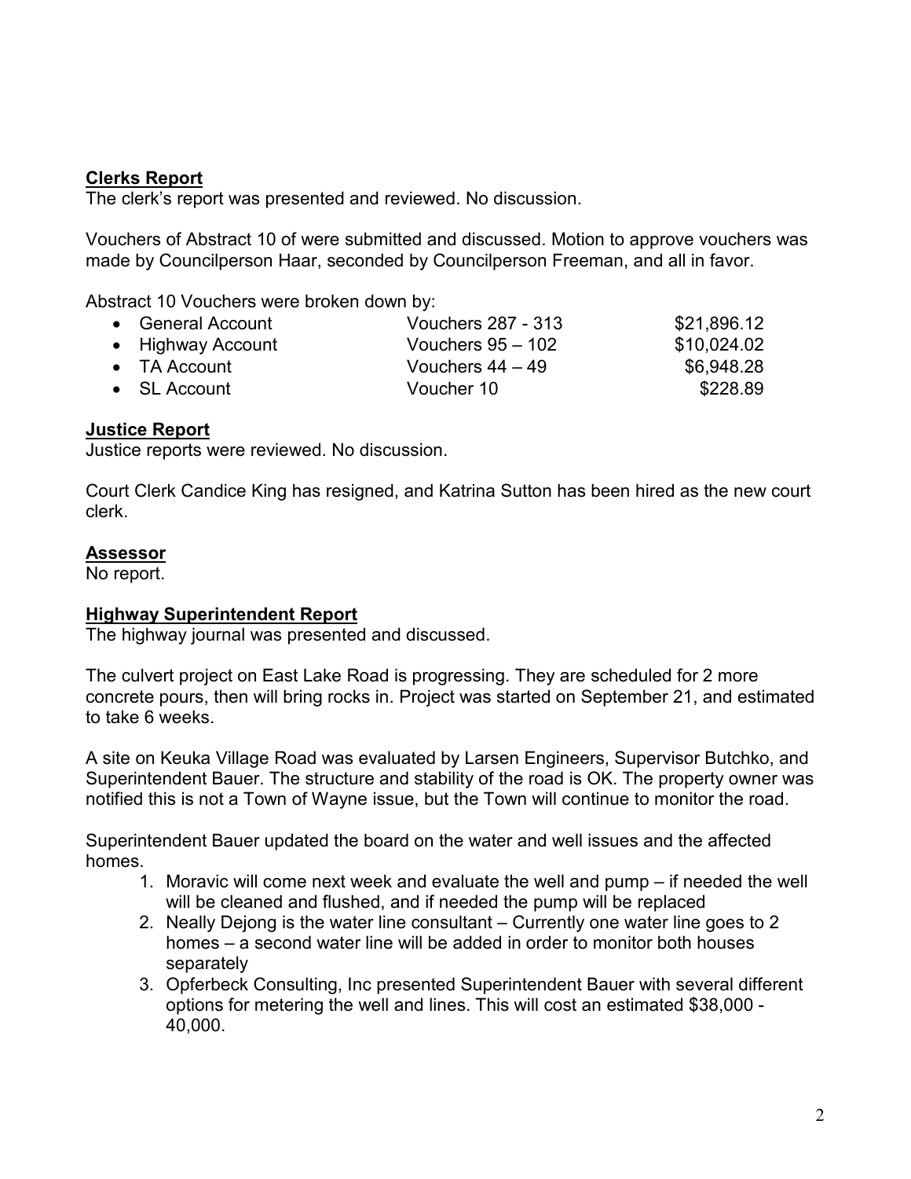## Clerks Report

The clerk's report was presented and reviewed. No discussion.

Vouchers of Abstract 10 of were submitted and discussed. Motion to approve vouchers was made by Councilperson Haar, seconded by Councilperson Freeman, and all in favor.

Abstract 10 Vouchers were broken down by:

| Account | Vouchers | Amount |
|---|---|---|
| General Account | Vouchers 287 - 313 | $21,896.12 |
| Highway Account | Vouchers 95 – 102 | $10,024.02 |
| TA Account | Vouchers 44 – 49 | $6,948.28 |
| SL Account | Voucher 10 | $228.89 |

## Justice Report

Justice reports were reviewed. No discussion.

Court Clerk Candice King has resigned, and Katrina Sutton has been hired as the new court clerk.

## Assessor

No report.

## Highway Superintendent Report

The highway journal was presented and discussed.

The culvert project on East Lake Road is progressing. They are scheduled for 2 more concrete pours, then will bring rocks in. Project was started on September 21, and estimated to take 6 weeks.

A site on Keuka Village Road was evaluated by Larsen Engineers, Supervisor Butchko, and Superintendent Bauer. The structure and stability of the road is OK. The property owner was notified this is not a Town of Wayne issue, but the Town will continue to monitor the road.

Superintendent Bauer updated the board on the water and well issues and the affected homes.

1. Moravic will come next week and evaluate the well and pump – if needed the well will be cleaned and flushed, and if needed the pump will be replaced
2. Neally Dejong is the water line consultant – Currently one water line goes to 2 homes – a second water line will be added in order to monitor both houses separately
3. Opferbeck Consulting, Inc presented Superintendent Bauer with several different options for metering the well and lines. This will cost an estimated $38,000 - 40,000.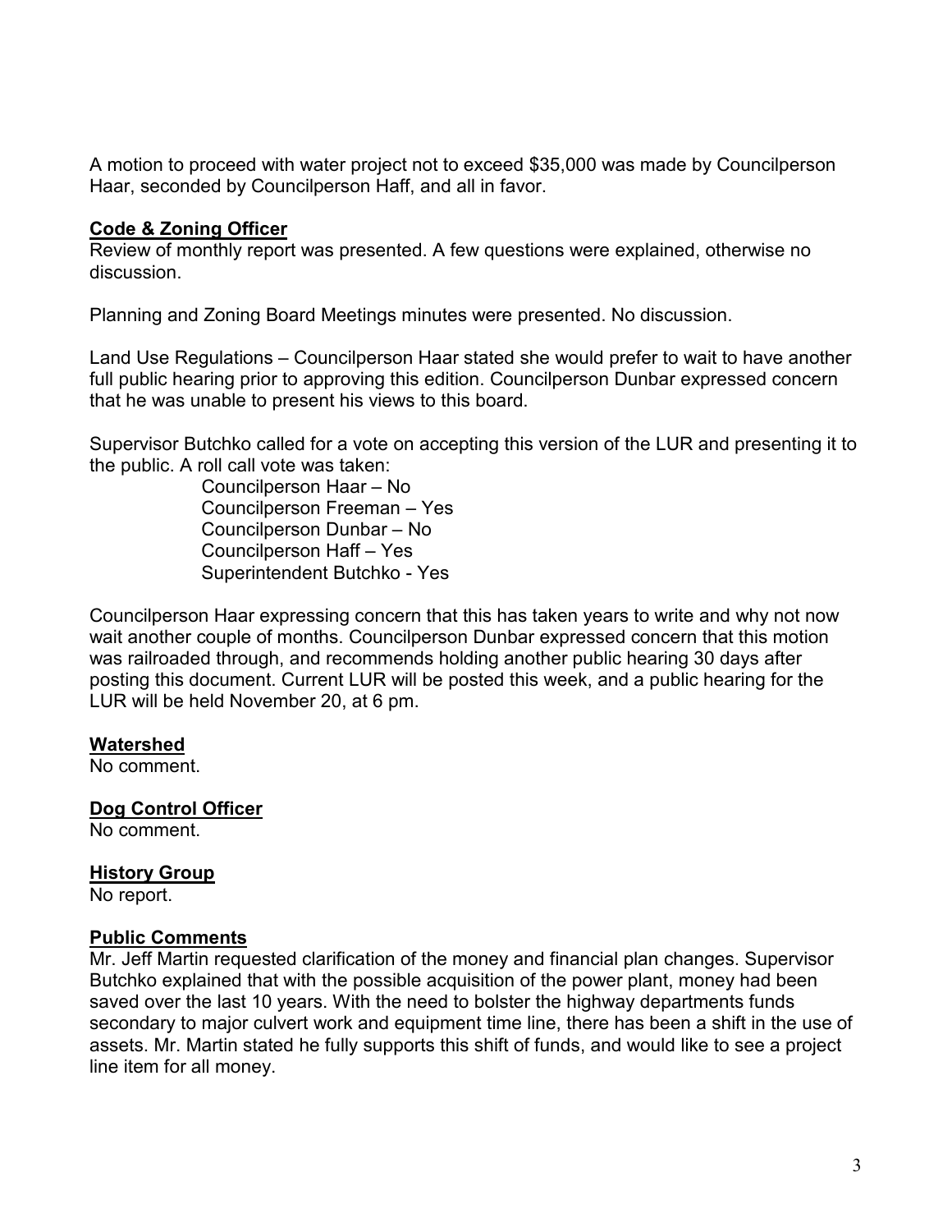A motion to proceed with water project not to exceed $35,000 was made by Councilperson Haar, seconded by Councilperson Haff, and all in favor.

**Code & Zoning Officer**

Review of monthly report was presented. A few questions were explained, otherwise no discussion.

Planning and Zoning Board Meetings minutes were presented. No discussion.

Land Use Regulations – Councilperson Haar stated she would prefer to wait to have another full public hearing prior to approving this edition. Councilperson Dunbar expressed concern that he was unable to present his views to this board.

Supervisor Butchko called for a vote on accepting this version of the LUR and presenting it to the public. A roll call vote was taken:

Councilperson Haar – No
Councilperson Freeman – Yes
Councilperson Dunbar – No
Councilperson Haff – Yes
Superintendent Butchko - Yes

Councilperson Haar expressing concern that this has taken years to write and why not now wait another couple of months. Councilperson Dunbar expressed concern that this motion was railroaded through, and recommends holding another public hearing 30 days after posting this document. Current LUR will be posted this week, and a public hearing for the LUR will be held November 20, at 6 pm.

**Watershed**

No comment.

**Dog Control Officer**

No comment.

**History Group**

No report.

**Public Comments**

Mr. Jeff Martin requested clarification of the money and financial plan changes. Supervisor Butchko explained that with the possible acquisition of the power plant, money had been saved over the last 10 years. With the need to bolster the highway departments funds secondary to major culvert work and equipment time line, there has been a shift in the use of assets. Mr. Martin stated he fully supports this shift of funds, and would like to see a project line item for all money.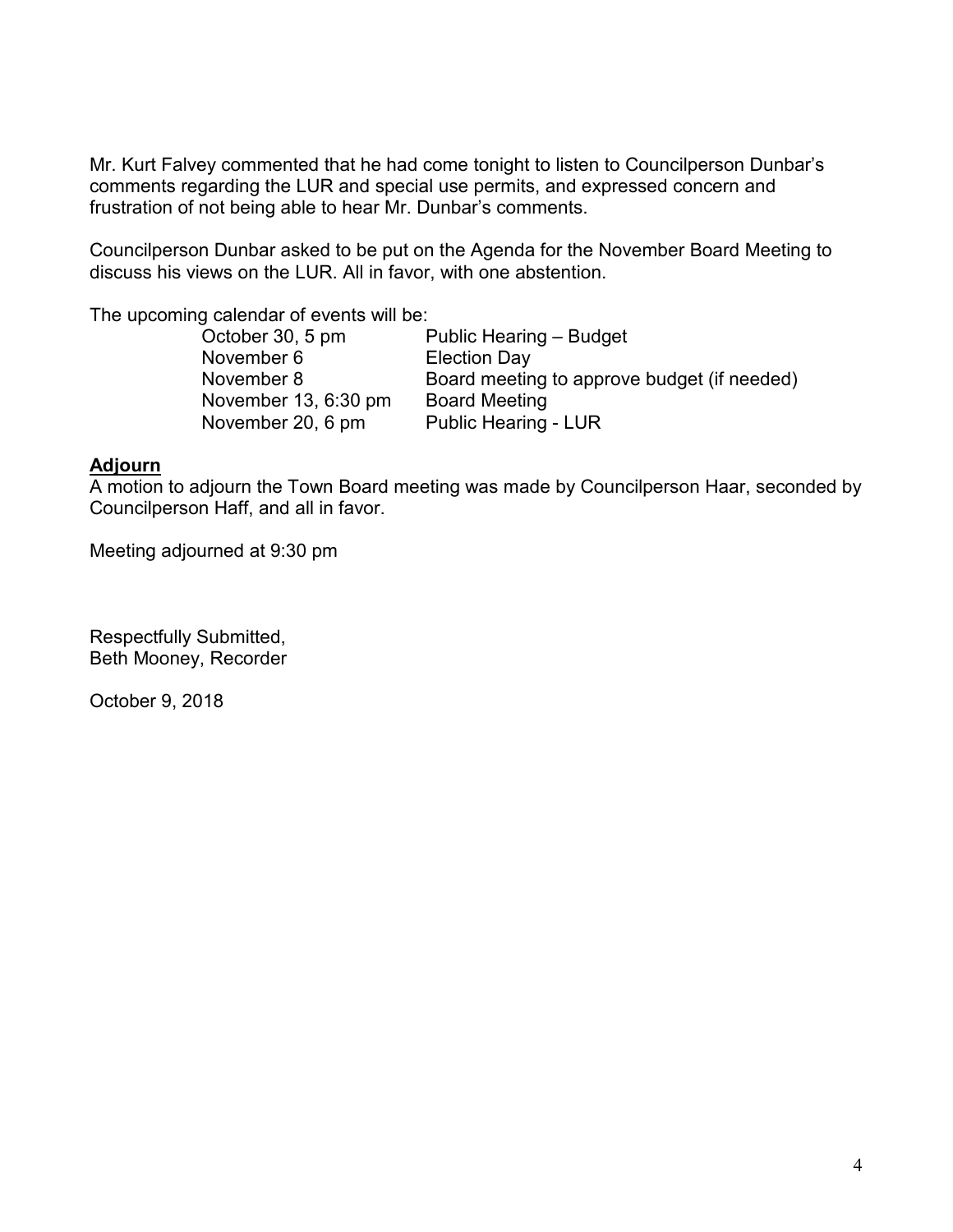Mr. Kurt Falvey commented that he had come tonight to listen to Councilperson Dunbar's comments regarding the LUR and special use permits, and expressed concern and frustration of not being able to hear Mr. Dunbar's comments.

Councilperson Dunbar asked to be put on the Agenda for the November Board Meeting to discuss his views on the LUR. All in favor, with one abstention.

The upcoming calendar of events will be:

| | |
|---|---|
| October 30, 5 pm | Public Hearing – Budget |
| November 6 | Election Day |
| November 8 | Board meeting to approve budget (if needed) |
| November 13, 6:30 pm | Board Meeting |
| November 20, 6 pm | Public Hearing - LUR |

**Adjourn**

A motion to adjourn the Town Board meeting was made by Councilperson Haar, seconded by Councilperson Haff, and all in favor.

Meeting adjourned at 9:30 pm

Respectfully Submitted,
Beth Mooney, Recorder

October 9, 2018